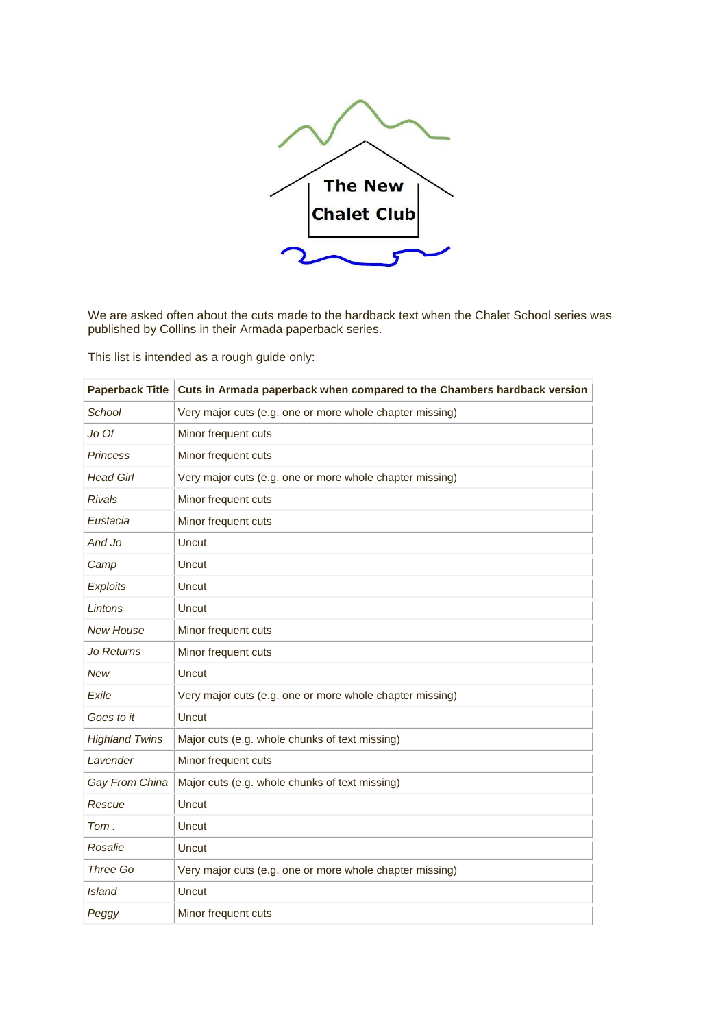# The New Chalet Club

We are asked often about the cuts made to the hardback text when the Chalet School series was published by Collins in their Armada paperback series.

This list is intended as a rough guide only:

| Paperback Title | Cuts in Armada paperback when compared to the Chambers hardback version |
|---|---|
| *School* | Very major cuts (e.g. one or more whole chapter missing) |
| *Jo Of* | Minor frequent cuts |
| *Princess* | Minor frequent cuts |
| *Head Girl* | Very major cuts (e.g. one or more whole chapter missing) |
| *Rivals* | Minor frequent cuts |
| *Eustacia* | Minor frequent cuts |
| *And Jo* | Uncut |
| *Camp* | Uncut |
| *Exploits* | Uncut |
| *Lintons* | Uncut |
| *New House* | Minor frequent cuts |
| *Jo Returns* | Minor frequent cuts |
| *New* | Uncut |
| *Exile* | Very major cuts (e.g. one or more whole chapter missing) |
| *Goes to it* | Uncut |
| *Highland Twins* | Major cuts (e.g. whole chunks of text missing) |
| *Lavender* | Minor frequent cuts |
| *Gay From China* | Major cuts (e.g. whole chunks of text missing) |
| *Rescue* | Uncut |
| *Tom .* | Uncut |
| *Rosalie* | Uncut |
| *Three Go* | Very major cuts (e.g. one or more whole chapter missing) |
| *Island* | Uncut |
| *Peggy* | Minor frequent cuts |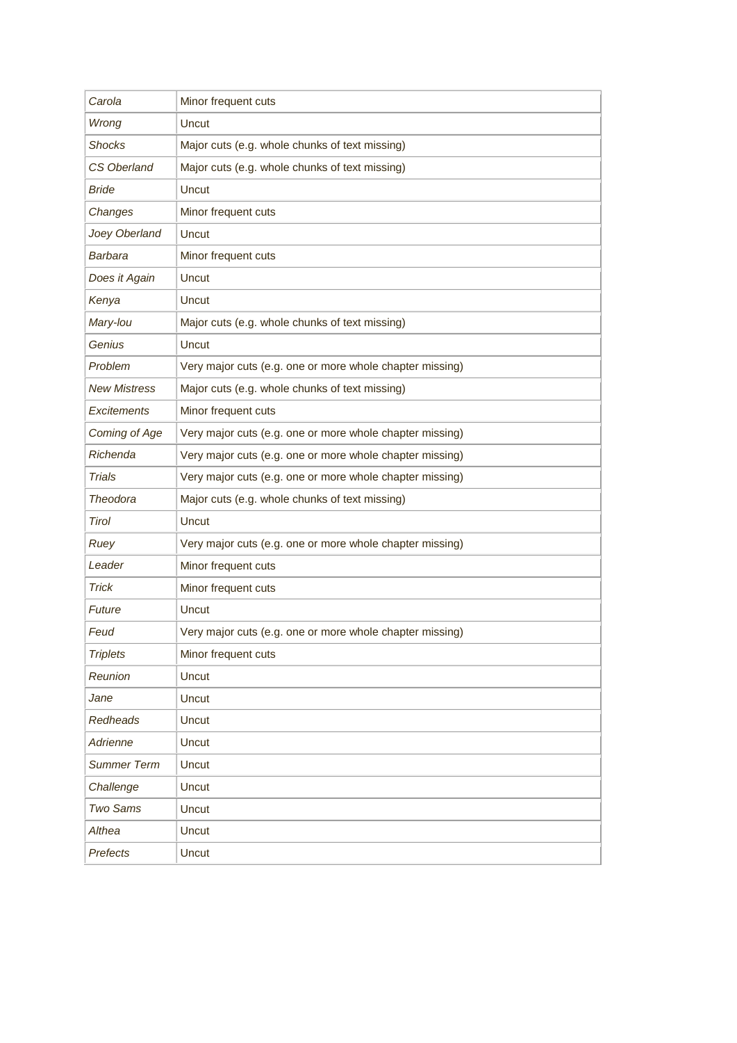| | |
|---|---|
| *Carola* | Minor frequent cuts |
| *Wrong* | Uncut |
| *Shocks* | Major cuts (e.g. whole chunks of text missing) |
| *CS Oberland* | Major cuts (e.g. whole chunks of text missing) |
| *Bride* | Uncut |
| *Changes* | Minor frequent cuts |
| *Joey Oberland* | Uncut |
| *Barbara* | Minor frequent cuts |
| *Does it Again* | Uncut |
| *Kenya* | Uncut |
| *Mary-lou* | Major cuts (e.g. whole chunks of text missing) |
| *Genius* | Uncut |
| *Problem* | Very major cuts (e.g. one or more whole chapter missing) |
| *New Mistress* | Major cuts (e.g. whole chunks of text missing) |
| *Excitements* | Minor frequent cuts |
| *Coming of Age* | Very major cuts (e.g. one or more whole chapter missing) |
| *Richenda* | Very major cuts (e.g. one or more whole chapter missing) |
| *Trials* | Very major cuts (e.g. one or more whole chapter missing) |
| *Theodora* | Major cuts (e.g. whole chunks of text missing) |
| *Tirol* | Uncut |
| *Ruey* | Very major cuts (e.g. one or more whole chapter missing) |
| *Leader* | Minor frequent cuts |
| *Trick* | Minor frequent cuts |
| *Future* | Uncut |
| *Feud* | Very major cuts (e.g. one or more whole chapter missing) |
| *Triplets* | Minor frequent cuts |
| *Reunion* | Uncut |
| *Jane* | Uncut |
| *Redheads* | Uncut |
| *Adrienne* | Uncut |
| *Summer Term* | Uncut |
| *Challenge* | Uncut |
| *Two Sams* | Uncut |
| *Althea* | Uncut |
| *Prefects* | Uncut |